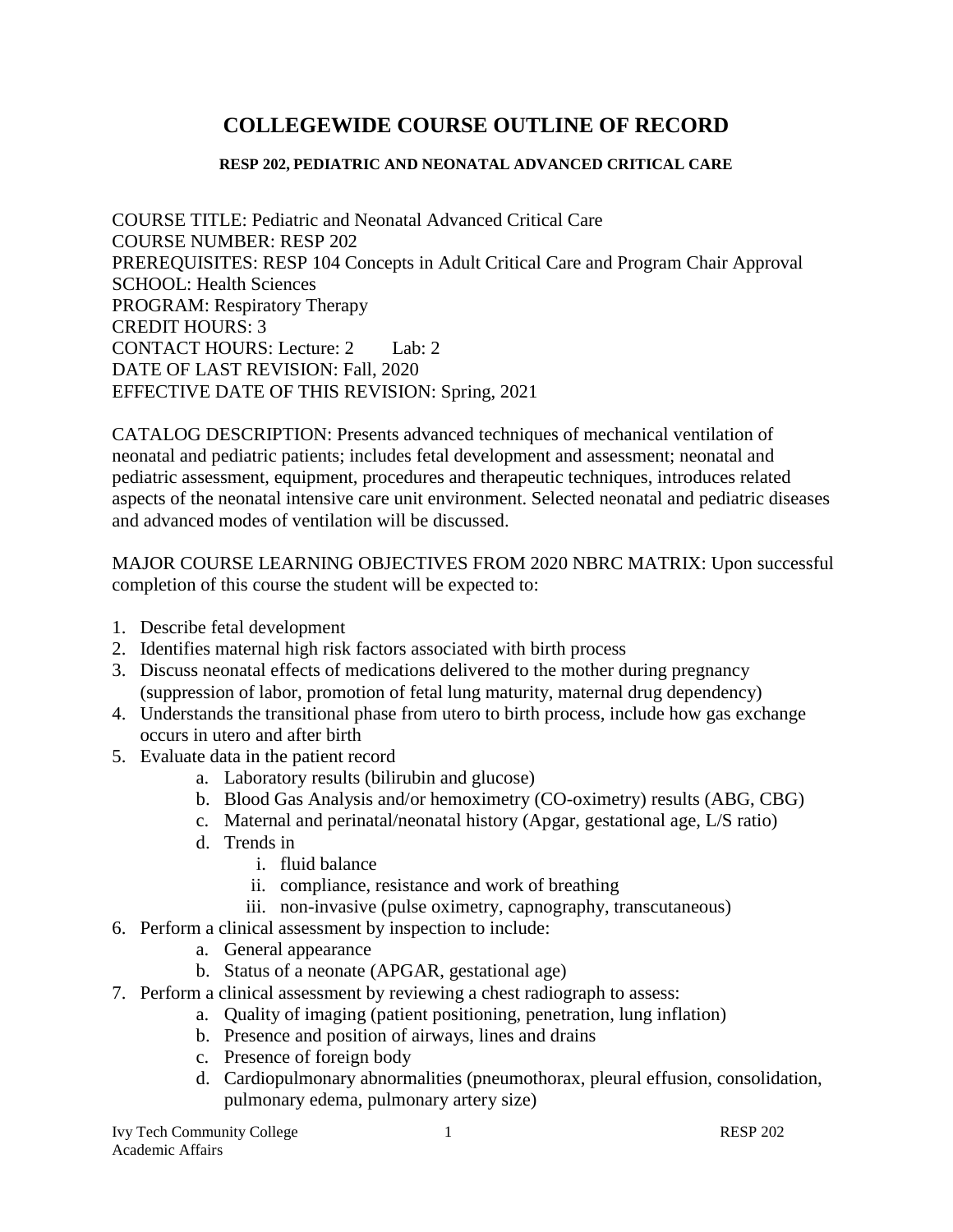# COLLEGEWIDE COURSE OUTLINE OF RECORD

### RESP 202, PEDIATRIC AND NEONATAL ADVANCED CRITICAL CARE

COURSE TITLE: Pediatric and Neonatal Advanced Critical Care
COURSE NUMBER: RESP 202
PREREQUISITES: RESP 104 Concepts in Adult Critical Care and Program Chair Approval
SCHOOL: Health Sciences
PROGRAM: Respiratory Therapy
CREDIT HOURS: 3
CONTACT HOURS: Lecture: 2 Lab: 2
DATE OF LAST REVISION: Fall, 2020
EFFECTIVE DATE OF THIS REVISION: Spring, 2021

CATALOG DESCRIPTION: Presents advanced techniques of mechanical ventilation of neonatal and pediatric patients; includes fetal development and assessment; neonatal and pediatric assessment, equipment, procedures and therapeutic techniques, introduces related aspects of the neonatal intensive care unit environment. Selected neonatal and pediatric diseases and advanced modes of ventilation will be discussed.

MAJOR COURSE LEARNING OBJECTIVES FROM 2020 NBRC MATRIX: Upon successful completion of this course the student will be expected to:

1. Describe fetal development
2. Identifies maternal high risk factors associated with birth process
3. Discuss neonatal effects of medications delivered to the mother during pregnancy (suppression of labor, promotion of fetal lung maturity, maternal drug dependency)
4. Understands the transitional phase from utero to birth process, include how gas exchange occurs in utero and after birth
5. Evaluate data in the patient record
   a. Laboratory results (bilirubin and glucose)
   b. Blood Gas Analysis and/or hemoximetry (CO-oximetry) results (ABG, CBG)
   c. Maternal and perinatal/neonatal history (Apgar, gestational age, L/S ratio)
   d. Trends in
      i. fluid balance
      ii. compliance, resistance and work of breathing
      iii. non-invasive (pulse oximetry, capnography, transcutaneous)
6. Perform a clinical assessment by inspection to include:
   a. General appearance
   b. Status of a neonate (APGAR, gestational age)
7. Perform a clinical assessment by reviewing a chest radiograph to assess:
   a. Quality of imaging (patient positioning, penetration, lung inflation)
   b. Presence and position of airways, lines and drains
   c. Presence of foreign body
   d. Cardiopulmonary abnormalities (pneumothorax, pleural effusion, consolidation, pulmonary edema, pulmonary artery size)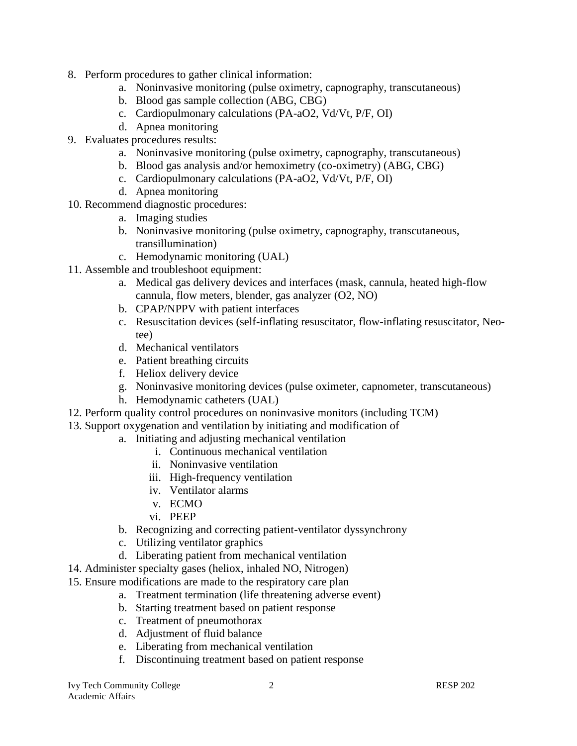8. Perform procedures to gather clinical information:
    a. Noninvasive monitoring (pulse oximetry, capnography, transcutaneous)
    b. Blood gas sample collection (ABG, CBG)
    c. Cardiopulmonary calculations (PA-aO2, Vd/Vt, P/F, OI)
    d. Apnea monitoring
9. Evaluates procedures results:
    a. Noninvasive monitoring (pulse oximetry, capnography, transcutaneous)
    b. Blood gas analysis and/or hemoximetry (co-oximetry) (ABG, CBG)
    c. Cardiopulmonary calculations (PA-aO2, Vd/Vt, P/F, OI)
    d. Apnea monitoring
10. Recommend diagnostic procedures:
    a. Imaging studies
    b. Noninvasive monitoring (pulse oximetry, capnography, transcutaneous, transillumination)
    c. Hemodynamic monitoring (UAL)
11. Assemble and troubleshoot equipment:
    a. Medical gas delivery devices and interfaces (mask, cannula, heated high-flow cannula, flow meters, blender, gas analyzer (O2, NO)
    b. CPAP/NPPV with patient interfaces
    c. Resuscitation devices (self-inflating resuscitator, flow-inflating resuscitator, Neo-tee)
    d. Mechanical ventilators
    e. Patient breathing circuits
    f. Heliox delivery device
    g. Noninvasive monitoring devices (pulse oximeter, capnometer, transcutaneous)
    h. Hemodynamic catheters (UAL)
12. Perform quality control procedures on noninvasive monitors (including TCM)
13. Support oxygenation and ventilation by initiating and modification of
    a. Initiating and adjusting mechanical ventilation
        i. Continuous mechanical ventilation
        ii. Noninvasive ventilation
        iii. High-frequency ventilation
        iv. Ventilator alarms
        v. ECMO
        vi. PEEP
    b. Recognizing and correcting patient-ventilator dyssynchrony
    c. Utilizing ventilator graphics
    d. Liberating patient from mechanical ventilation
14. Administer specialty gases (heliox, inhaled NO, Nitrogen)
15. Ensure modifications are made to the respiratory care plan
    a. Treatment termination (life threatening adverse event)
    b. Starting treatment based on patient response
    c. Treatment of pneumothorax
    d. Adjustment of fluid balance
    e. Liberating from mechanical ventilation
    f. Discontinuing treatment based on patient response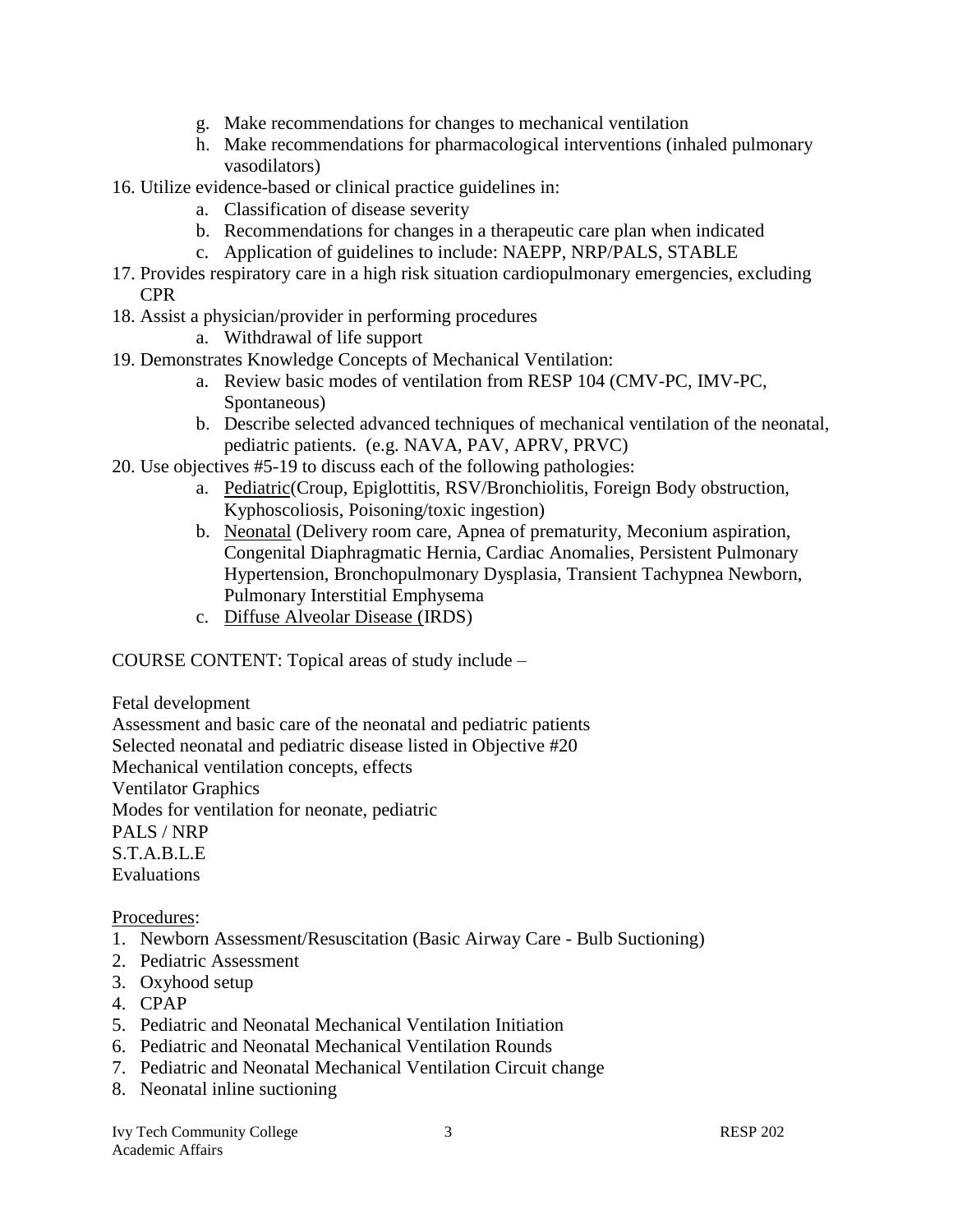g. Make recommendations for changes to mechanical ventilation
   h. Make recommendations for pharmacological interventions (inhaled pulmonary vasodilators)

16. Utilize evidence-based or clinical practice guidelines in:
    a. Classification of disease severity
    b. Recommendations for changes in a therapeutic care plan when indicated
    c. Application of guidelines to include: NAEPP, NRP/PALS, STABLE
17. Provides respiratory care in a high risk situation cardiopulmonary emergencies, excluding CPR
18. Assist a physician/provider in performing procedures
    a. Withdrawal of life support
19. Demonstrates Knowledge Concepts of Mechanical Ventilation:
    a. Review basic modes of ventilation from RESP 104 (CMV-PC, IMV-PC, Spontaneous)
    b. Describe selected advanced techniques of mechanical ventilation of the neonatal, pediatric patients. (e.g. NAVA, PAV, APRV, PRVC)
20. Use objectives #5-19 to discuss each of the following pathologies:
    a. <u>Pediatric</u>(Croup, Epiglottitis, RSV/Bronchiolitis, Foreign Body obstruction, Kyphoscoliosis, Poisoning/toxic ingestion)
    b. <u>Neonatal</u> (Delivery room care, Apnea of prematurity, Meconium aspiration, Congenital Diaphragmatic Hernia, Cardiac Anomalies, Persistent Pulmonary Hypertension, Bronchopulmonary Dysplasia, Transient Tachypnea Newborn, Pulmonary Interstitial Emphysema
    c. <u>Diffuse Alveolar Disease (</u>IRDS)

COURSE CONTENT: Topical areas of study include –

Fetal development
Assessment and basic care of the neonatal and pediatric patients
Selected neonatal and pediatric disease listed in Objective #20
Mechanical ventilation concepts, effects
Ventilator Graphics
Modes for ventilation for neonate, pediatric
PALS / NRP
S.T.A.B.L.E
Evaluations

<u>Procedures</u>:

1. Newborn Assessment/Resuscitation (Basic Airway Care - Bulb Suctioning)
2. Pediatric Assessment
3. Oxyhood setup
4. CPAP
5. Pediatric and Neonatal Mechanical Ventilation Initiation
6. Pediatric and Neonatal Mechanical Ventilation Rounds
7. Pediatric and Neonatal Mechanical Ventilation Circuit change
8. Neonatal inline suctioning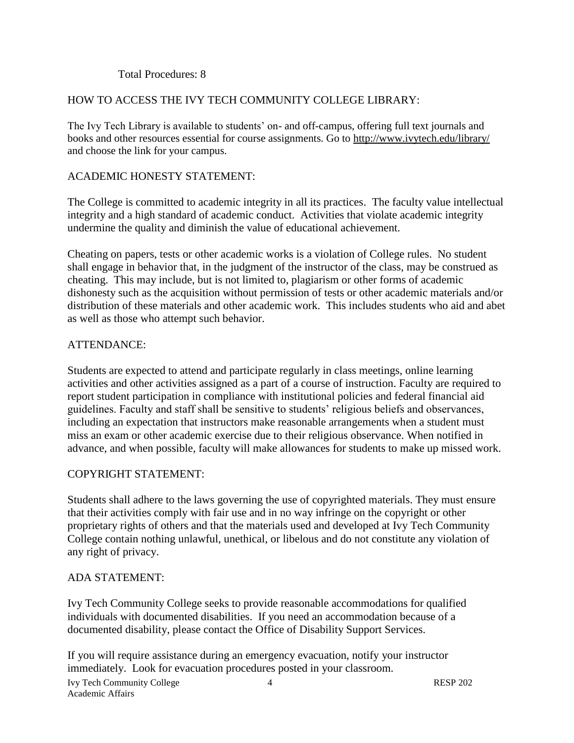Total Procedures: 8

## HOW TO ACCESS THE IVY TECH COMMUNITY COLLEGE LIBRARY:

The Ivy Tech Library is available to students' on- and off-campus, offering full text journals and books and other resources essential for course assignments. Go to http://www.ivytech.edu/library/ and choose the link for your campus.

## ACADEMIC HONESTY STATEMENT:

The College is committed to academic integrity in all its practices. The faculty value intellectual integrity and a high standard of academic conduct. Activities that violate academic integrity undermine the quality and diminish the value of educational achievement.

Cheating on papers, tests or other academic works is a violation of College rules. No student shall engage in behavior that, in the judgment of the instructor of the class, may be construed as cheating. This may include, but is not limited to, plagiarism or other forms of academic dishonesty such as the acquisition without permission of tests or other academic materials and/or distribution of these materials and other academic work. This includes students who aid and abet as well as those who attempt such behavior.

## ATTENDANCE:

Students are expected to attend and participate regularly in class meetings, online learning activities and other activities assigned as a part of a course of instruction. Faculty are required to report student participation in compliance with institutional policies and federal financial aid guidelines. Faculty and staff shall be sensitive to students' religious beliefs and observances, including an expectation that instructors make reasonable arrangements when a student must miss an exam or other academic exercise due to their religious observance. When notified in advance, and when possible, faculty will make allowances for students to make up missed work.

## COPYRIGHT STATEMENT:

Students shall adhere to the laws governing the use of copyrighted materials. They must ensure that their activities comply with fair use and in no way infringe on the copyright or other proprietary rights of others and that the materials used and developed at Ivy Tech Community College contain nothing unlawful, unethical, or libelous and do not constitute any violation of any right of privacy.

## ADA STATEMENT:

Ivy Tech Community College seeks to provide reasonable accommodations for qualified individuals with documented disabilities. If you need an accommodation because of a documented disability, please contact the Office of Disability Support Services.

If you will require assistance during an emergency evacuation, notify your instructor immediately. Look for evacuation procedures posted in your classroom.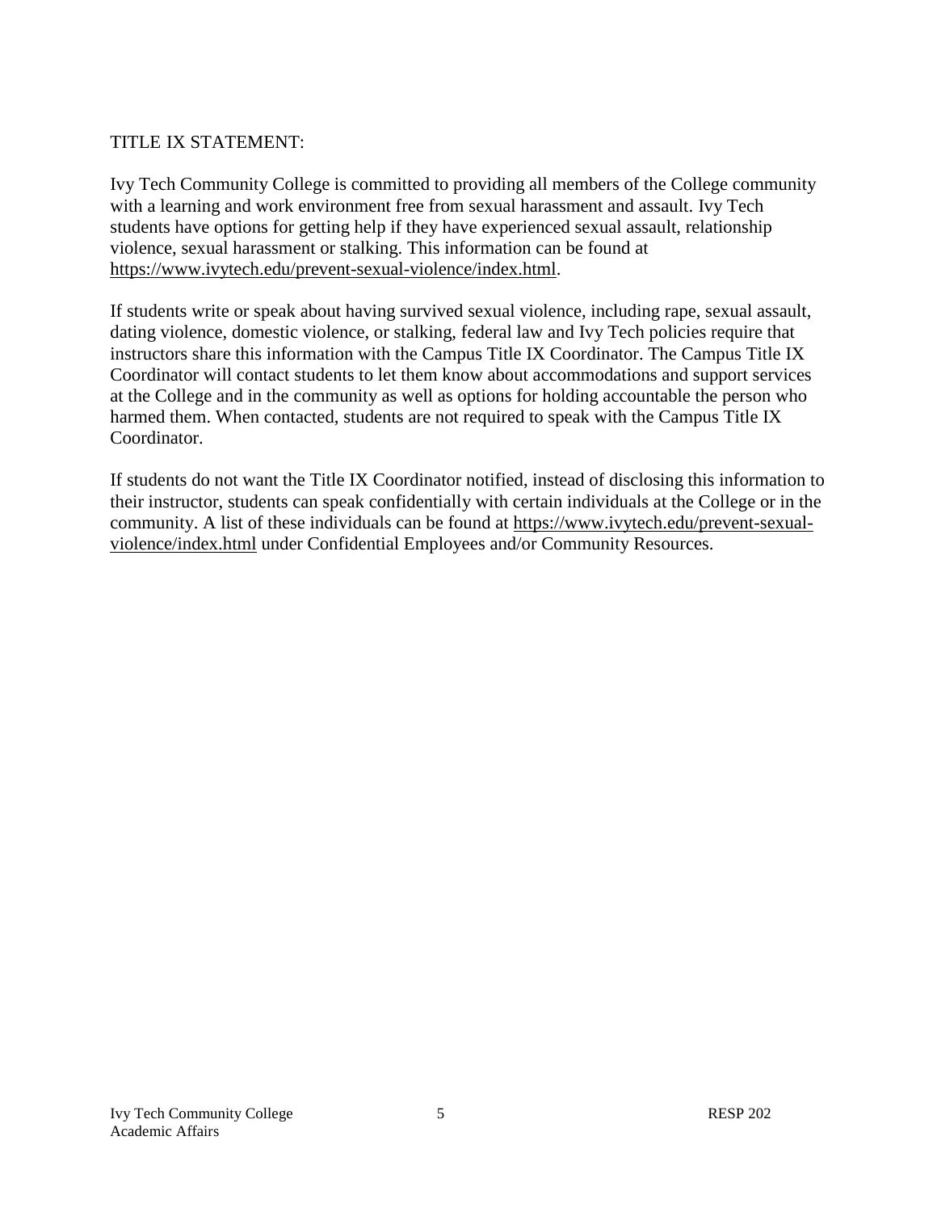TITLE IX STATEMENT:

Ivy Tech Community College is committed to providing all members of the College community with a learning and work environment free from sexual harassment and assault. Ivy Tech students have options for getting help if they have experienced sexual assault, relationship violence, sexual harassment or stalking. This information can be found at https://www.ivytech.edu/prevent-sexual-violence/index.html.

If students write or speak about having survived sexual violence, including rape, sexual assault, dating violence, domestic violence, or stalking, federal law and Ivy Tech policies require that instructors share this information with the Campus Title IX Coordinator. The Campus Title IX Coordinator will contact students to let them know about accommodations and support services at the College and in the community as well as options for holding accountable the person who harmed them. When contacted, students are not required to speak with the Campus Title IX Coordinator.

If students do not want the Title IX Coordinator notified, instead of disclosing this information to their instructor, students can speak confidentially with certain individuals at the College or in the community. A list of these individuals can be found at https://www.ivytech.edu/prevent-sexual-violence/index.html under Confidential Employees and/or Community Resources.